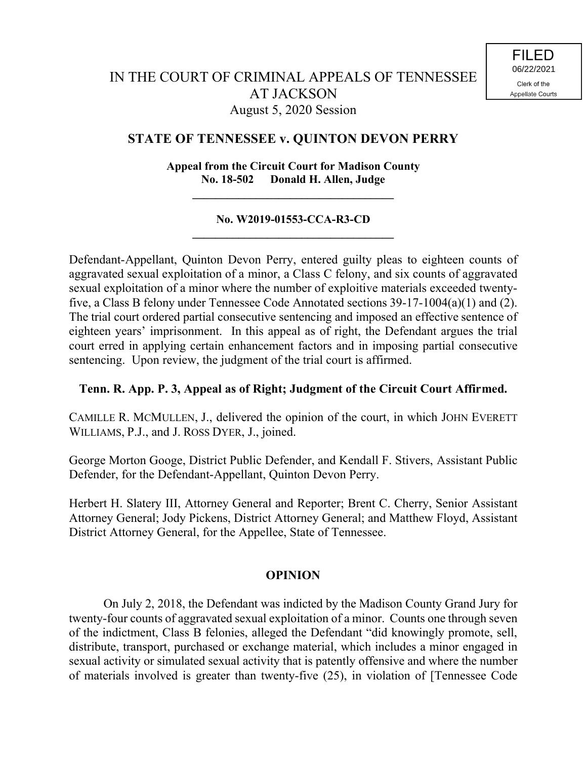FILED
06/22/2021
Clerk of the
Appellate Courts

# IN THE COURT OF CRIMINAL APPEALS OF TENNESSEE AT JACKSON

August 5, 2020 Session

## STATE OF TENNESSEE v. QUINTON DEVON PERRY

**Appeal from the Circuit Court for Madison County**
**No. 18-502 Donald H. Allen, Judge**

---

**No. W2019-01553-CCA-R3-CD**

---

Defendant-Appellant, Quinton Devon Perry, entered guilty pleas to eighteen counts of aggravated sexual exploitation of a minor, a Class C felony, and six counts of aggravated sexual exploitation of a minor where the number of exploitive materials exceeded twenty-five, a Class B felony under Tennessee Code Annotated sections 39-17-1004(a)(1) and (2). The trial court ordered partial consecutive sentencing and imposed an effective sentence of eighteen years' imprisonment. In this appeal as of right, the Defendant argues the trial court erred in applying certain enhancement factors and in imposing partial consecutive sentencing. Upon review, the judgment of the trial court is affirmed.

**Tenn. R. App. P. 3, Appeal as of Right; Judgment of the Circuit Court Affirmed.**

CAMILLE R. MCMULLEN, J., delivered the opinion of the court, in which JOHN EVERETT WILLIAMS, P.J., and J. ROSS DYER, J., joined.

George Morton Googe, District Public Defender, and Kendall F. Stivers, Assistant Public Defender, for the Defendant-Appellant, Quinton Devon Perry.

Herbert H. Slatery III, Attorney General and Reporter; Brent C. Cherry, Senior Assistant Attorney General; Jody Pickens, District Attorney General; and Matthew Floyd, Assistant District Attorney General, for the Appellee, State of Tennessee.

## OPINION

On July 2, 2018, the Defendant was indicted by the Madison County Grand Jury for twenty-four counts of aggravated sexual exploitation of a minor. Counts one through seven of the indictment, Class B felonies, alleged the Defendant "did knowingly promote, sell, distribute, transport, purchased or exchange material, which includes a minor engaged in sexual activity or simulated sexual activity that is patently offensive and where the number of materials involved is greater than twenty-five (25), in violation of [Tennessee Code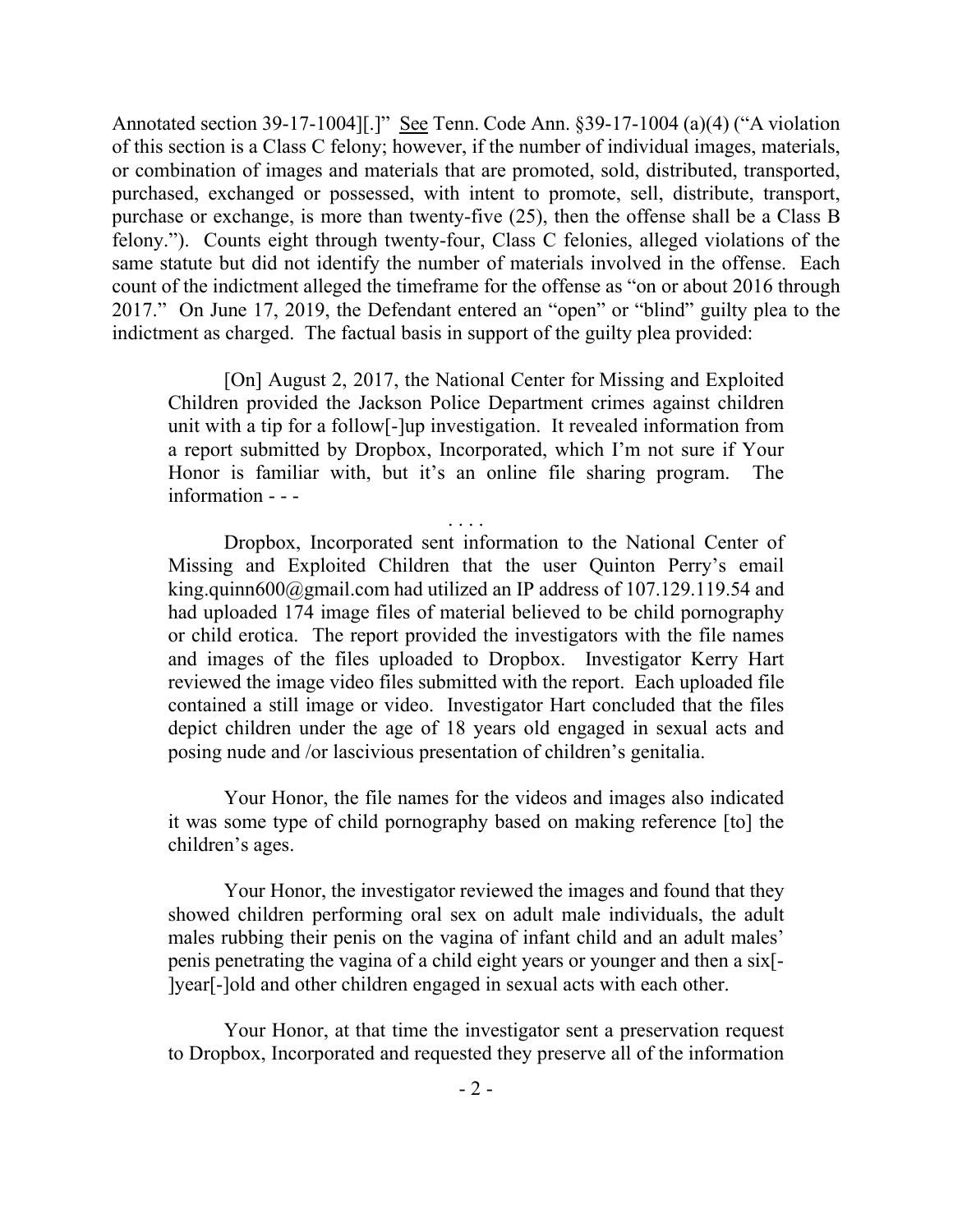Annotated section 39-17-1004][.]" See Tenn. Code Ann. §39-17-1004 (a)(4) ("A violation of this section is a Class C felony; however, if the number of individual images, materials, or combination of images and materials that are promoted, sold, distributed, transported, purchased, exchanged or possessed, with intent to promote, sell, distribute, transport, purchase or exchange, is more than twenty-five (25), then the offense shall be a Class B felony."). Counts eight through twenty-four, Class C felonies, alleged violations of the same statute but did not identify the number of materials involved in the offense. Each count of the indictment alleged the timeframe for the offense as "on or about 2016 through 2017." On June 17, 2019, the Defendant entered an "open" or "blind" guilty plea to the indictment as charged. The factual basis in support of the guilty plea provided:

> [On] August 2, 2017, the National Center for Missing and Exploited Children provided the Jackson Police Department crimes against children unit with a tip for a follow[-]up investigation. It revealed information from a report submitted by Dropbox, Incorporated, which I'm not sure if Your Honor is familiar with, but it's an online file sharing program. The information - - -
>
> . . . .
>
> Dropbox, Incorporated sent information to the National Center of Missing and Exploited Children that the user Quinton Perry's email king.quinn600@gmail.com had utilized an IP address of 107.129.119.54 and had uploaded 174 image files of material believed to be child pornography or child erotica. The report provided the investigators with the file names and images of the files uploaded to Dropbox. Investigator Kerry Hart reviewed the image video files submitted with the report. Each uploaded file contained a still image or video. Investigator Hart concluded that the files depict children under the age of 18 years old engaged in sexual acts and posing nude and /or lascivious presentation of children's genitalia.
>
> Your Honor, the file names for the videos and images also indicated it was some type of child pornography based on making reference [to] the children's ages.
>
> Your Honor, the investigator reviewed the images and found that they showed children performing oral sex on adult male individuals, the adult males rubbing their penis on the vagina of infant child and an adult males' penis penetrating the vagina of a child eight years or younger and then a six[-]year[-]old and other children engaged in sexual acts with each other.
>
> Your Honor, at that time the investigator sent a preservation request to Dropbox, Incorporated and requested they preserve all of the information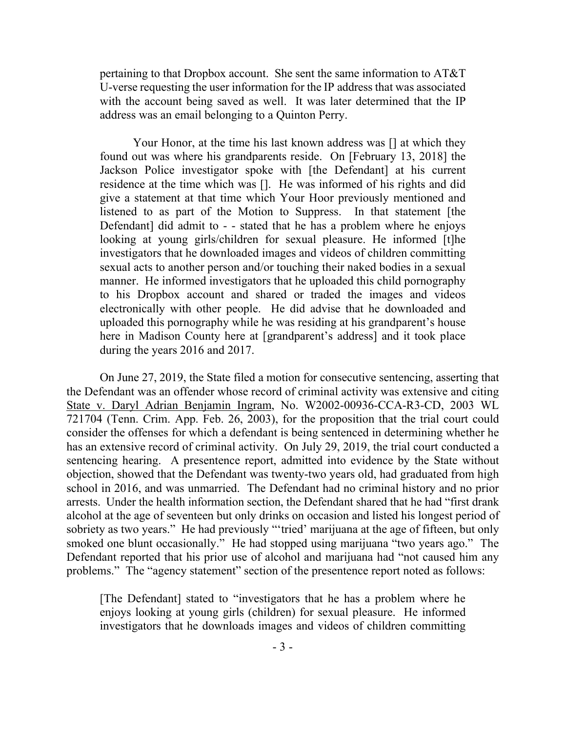pertaining to that Dropbox account. She sent the same information to AT&T U-verse requesting the user information for the IP address that was associated with the account being saved as well. It was later determined that the IP address was an email belonging to a Quinton Perry.

> Your Honor, at the time his last known address was [] at which they found out was where his grandparents reside. On [February 13, 2018] the Jackson Police investigator spoke with [the Defendant] at his current residence at the time which was []. He was informed of his rights and did give a statement at that time which Your Hoor previously mentioned and listened to as part of the Motion to Suppress. In that statement [the Defendant] did admit to - - stated that he has a problem where he enjoys looking at young girls/children for sexual pleasure. He informed [t]he investigators that he downloaded images and videos of children committing sexual acts to another person and/or touching their naked bodies in a sexual manner. He informed investigators that he uploaded this child pornography to his Dropbox account and shared or traded the images and videos electronically with other people. He did advise that he downloaded and uploaded this pornography while he was residing at his grandparent's house here in Madison County here at [grandparent's address] and it took place during the years 2016 and 2017.

On June 27, 2019, the State filed a motion for consecutive sentencing, asserting that the Defendant was an offender whose record of criminal activity was extensive and citing State v. Daryl Adrian Benjamin Ingram, No. W2002-00936-CCA-R3-CD, 2003 WL 721704 (Tenn. Crim. App. Feb. 26, 2003), for the proposition that the trial court could consider the offenses for which a defendant is being sentenced in determining whether he has an extensive record of criminal activity. On July 29, 2019, the trial court conducted a sentencing hearing. A presentence report, admitted into evidence by the State without objection, showed that the Defendant was twenty-two years old, had graduated from high school in 2016, and was unmarried. The Defendant had no criminal history and no prior arrests. Under the health information section, the Defendant shared that he had "first drank alcohol at the age of seventeen but only drinks on occasion and listed his longest period of sobriety as two years." He had previously "'tried' marijuana at the age of fifteen, but only smoked one blunt occasionally." He had stopped using marijuana "two years ago." The Defendant reported that his prior use of alcohol and marijuana had "not caused him any problems." The "agency statement" section of the presentence report noted as follows:

> [The Defendant] stated to "investigators that he has a problem where he enjoys looking at young girls (children) for sexual pleasure. He informed investigators that he downloads images and videos of children committing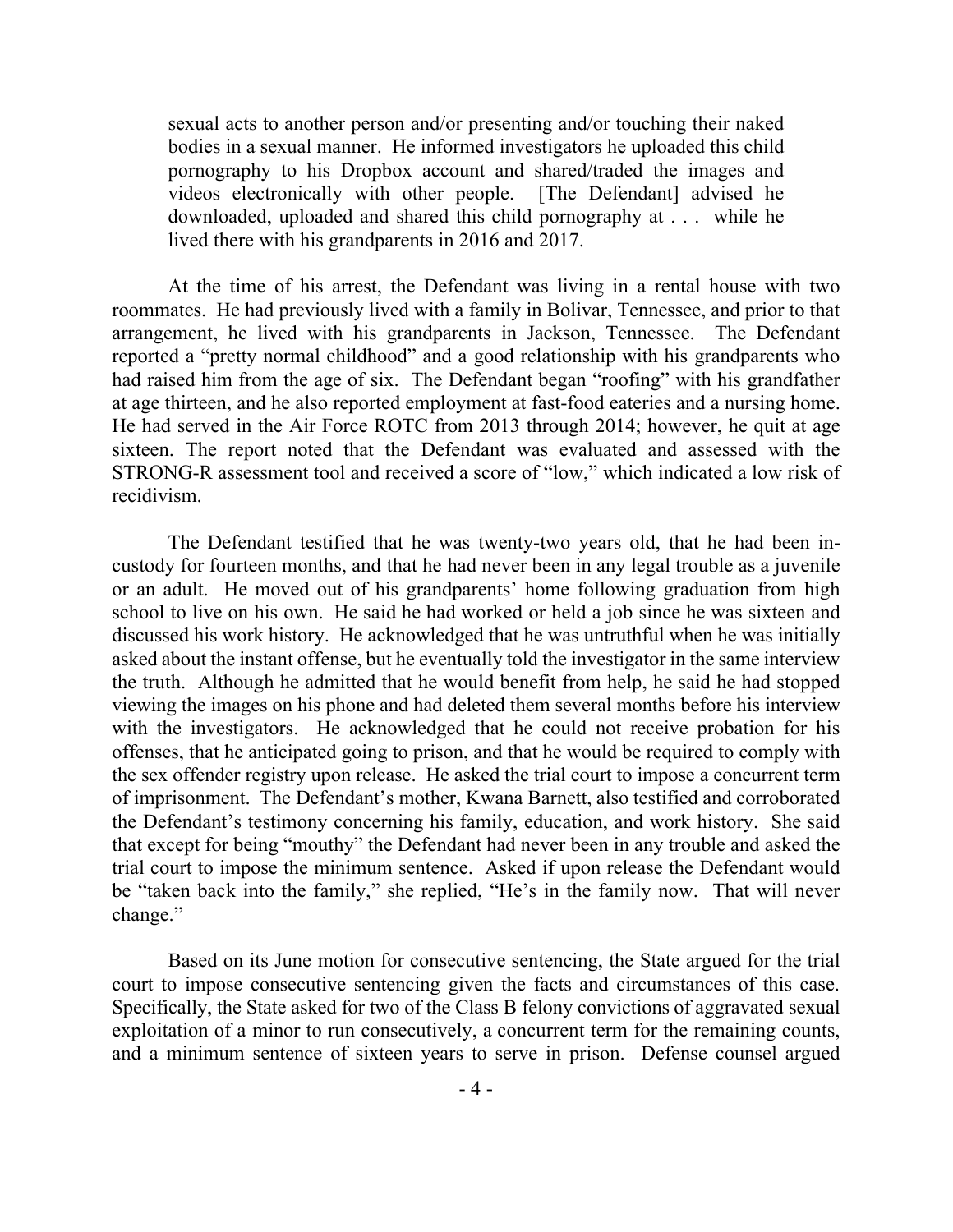> sexual acts to another person and/or presenting and/or touching their naked bodies in a sexual manner. He informed investigators he uploaded this child pornography to his Dropbox account and shared/traded the images and videos electronically with other people. [The Defendant] advised he downloaded, uploaded and shared this child pornography at . . . while he lived there with his grandparents in 2016 and 2017.

At the time of his arrest, the Defendant was living in a rental house with two roommates. He had previously lived with a family in Bolivar, Tennessee, and prior to that arrangement, he lived with his grandparents in Jackson, Tennessee. The Defendant reported a "pretty normal childhood" and a good relationship with his grandparents who had raised him from the age of six. The Defendant began "roofing" with his grandfather at age thirteen, and he also reported employment at fast-food eateries and a nursing home. He had served in the Air Force ROTC from 2013 through 2014; however, he quit at age sixteen. The report noted that the Defendant was evaluated and assessed with the STRONG-R assessment tool and received a score of "low," which indicated a low risk of recidivism.

The Defendant testified that he was twenty-two years old, that he had been in-custody for fourteen months, and that he had never been in any legal trouble as a juvenile or an adult. He moved out of his grandparents' home following graduation from high school to live on his own. He said he had worked or held a job since he was sixteen and discussed his work history. He acknowledged that he was untruthful when he was initially asked about the instant offense, but he eventually told the investigator in the same interview the truth. Although he admitted that he would benefit from help, he said he had stopped viewing the images on his phone and had deleted them several months before his interview with the investigators. He acknowledged that he could not receive probation for his offenses, that he anticipated going to prison, and that he would be required to comply with the sex offender registry upon release. He asked the trial court to impose a concurrent term of imprisonment. The Defendant's mother, Kwana Barnett, also testified and corroborated the Defendant's testimony concerning his family, education, and work history. She said that except for being "mouthy" the Defendant had never been in any trouble and asked the trial court to impose the minimum sentence. Asked if upon release the Defendant would be "taken back into the family," she replied, "He's in the family now. That will never change."

Based on its June motion for consecutive sentencing, the State argued for the trial court to impose consecutive sentencing given the facts and circumstances of this case. Specifically, the State asked for two of the Class B felony convictions of aggravated sexual exploitation of a minor to run consecutively, a concurrent term for the remaining counts, and a minimum sentence of sixteen years to serve in prison. Defense counsel argued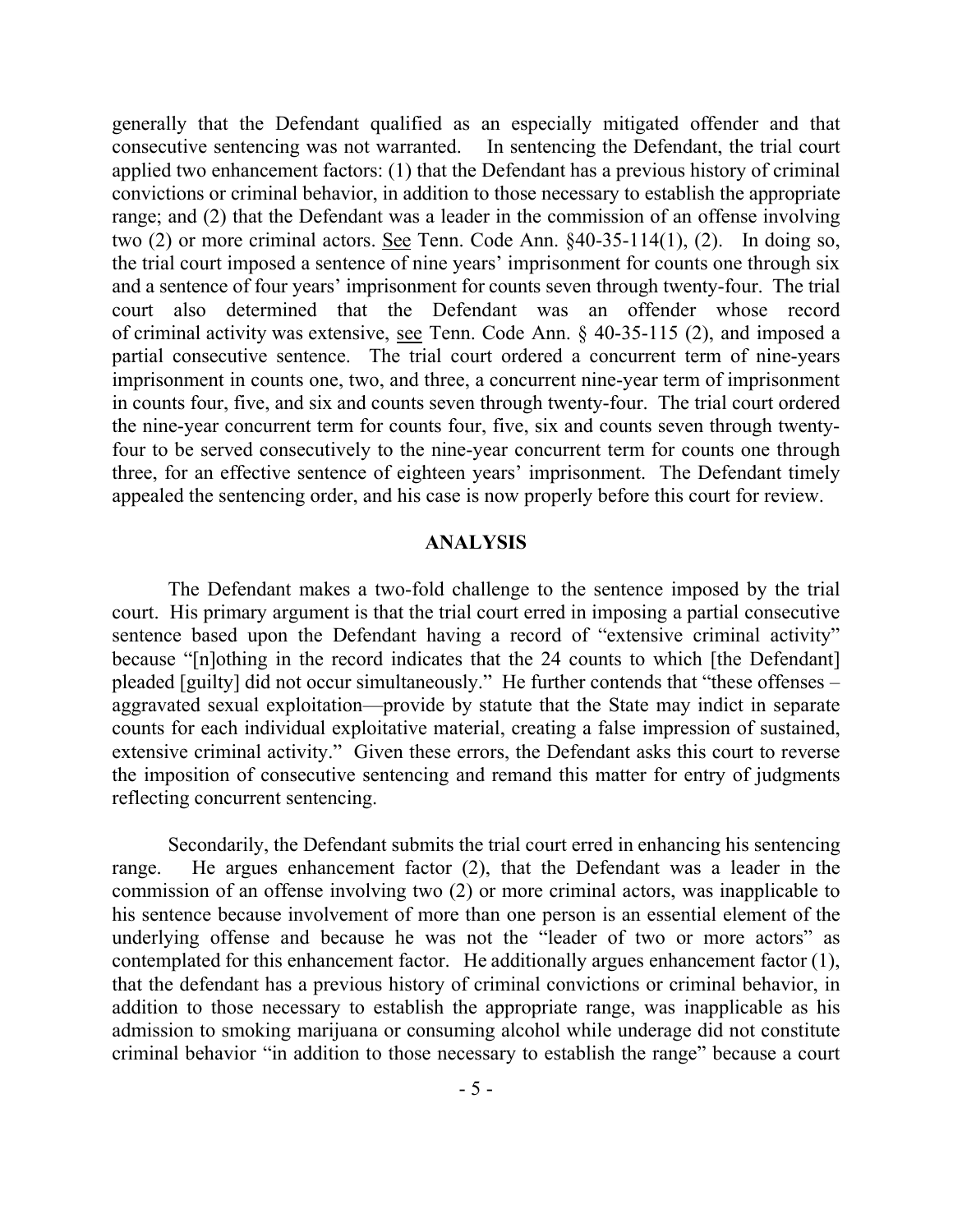generally that the Defendant qualified as an especially mitigated offender and that consecutive sentencing was not warranted. In sentencing the Defendant, the trial court applied two enhancement factors: (1) that the Defendant has a previous history of criminal convictions or criminal behavior, in addition to those necessary to establish the appropriate range; and (2) that the Defendant was a leader in the commission of an offense involving two (2) or more criminal actors. See Tenn. Code Ann. §40-35-114(1), (2). In doing so, the trial court imposed a sentence of nine years' imprisonment for counts one through six and a sentence of four years' imprisonment for counts seven through twenty-four. The trial court also determined that the Defendant was an offender whose record of criminal activity was extensive, see Tenn. Code Ann. § 40-35-115 (2), and imposed a partial consecutive sentence. The trial court ordered a concurrent term of nine-years imprisonment in counts one, two, and three, a concurrent nine-year term of imprisonment in counts four, five, and six and counts seven through twenty-four. The trial court ordered the nine-year concurrent term for counts four, five, six and counts seven through twenty-four to be served consecutively to the nine-year concurrent term for counts one through three, for an effective sentence of eighteen years' imprisonment. The Defendant timely appealed the sentencing order, and his case is now properly before this court for review.

## ANALYSIS

The Defendant makes a two-fold challenge to the sentence imposed by the trial court. His primary argument is that the trial court erred in imposing a partial consecutive sentence based upon the Defendant having a record of "extensive criminal activity" because "[n]othing in the record indicates that the 24 counts to which [the Defendant] pleaded [guilty] did not occur simultaneously." He further contends that "these offenses – aggravated sexual exploitation—provide by statute that the State may indict in separate counts for each individual exploitative material, creating a false impression of sustained, extensive criminal activity." Given these errors, the Defendant asks this court to reverse the imposition of consecutive sentencing and remand this matter for entry of judgments reflecting concurrent sentencing.

Secondarily, the Defendant submits the trial court erred in enhancing his sentencing range. He argues enhancement factor (2), that the Defendant was a leader in the commission of an offense involving two (2) or more criminal actors, was inapplicable to his sentence because involvement of more than one person is an essential element of the underlying offense and because he was not the "leader of two or more actors" as contemplated for this enhancement factor. He additionally argues enhancement factor (1), that the defendant has a previous history of criminal convictions or criminal behavior, in addition to those necessary to establish the appropriate range, was inapplicable as his admission to smoking marijuana or consuming alcohol while underage did not constitute criminal behavior "in addition to those necessary to establish the range" because a court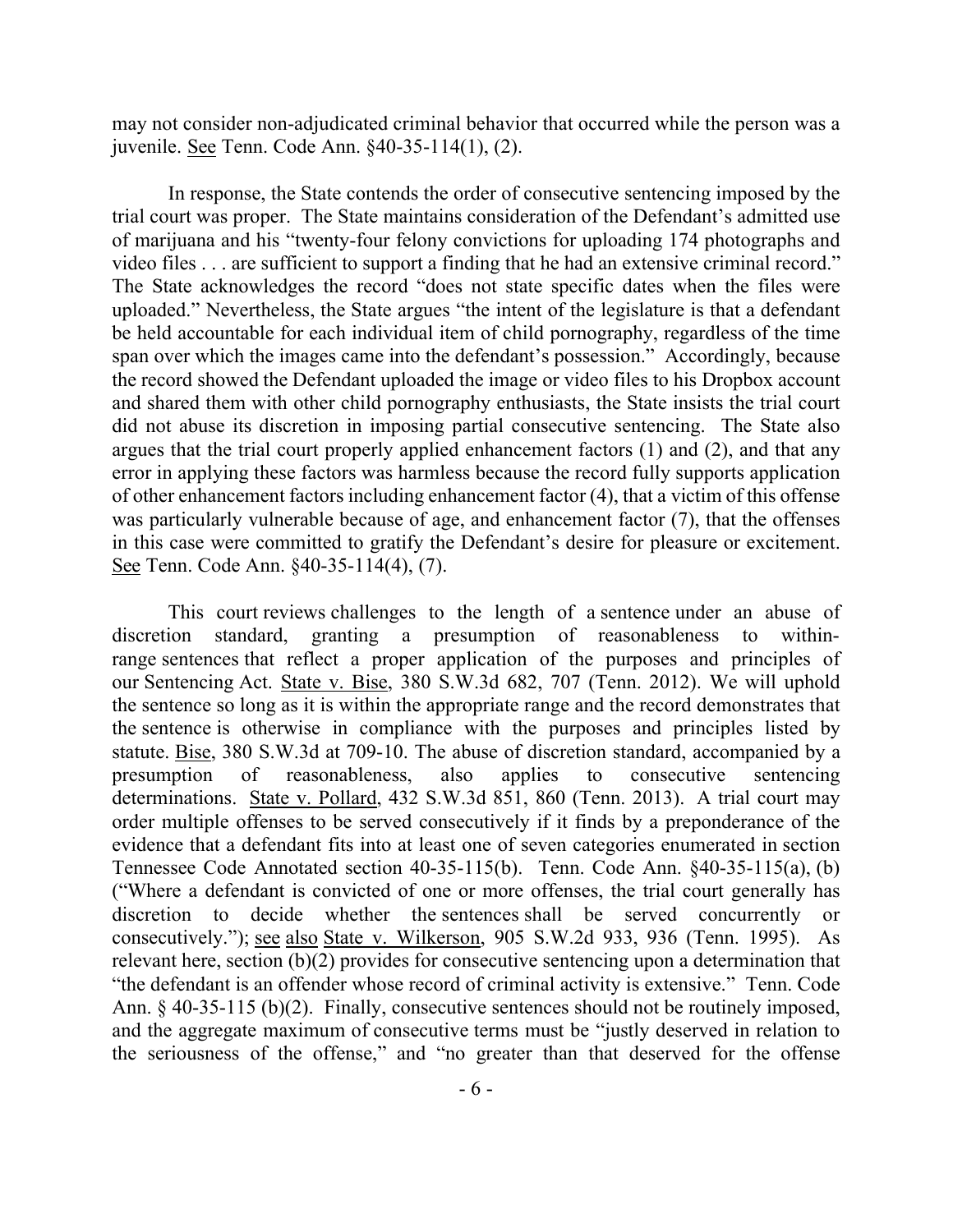may not consider non-adjudicated criminal behavior that occurred while the person was a juvenile. See Tenn. Code Ann. §40-35-114(1), (2).

In response, the State contends the order of consecutive sentencing imposed by the trial court was proper. The State maintains consideration of the Defendant's admitted use of marijuana and his "twenty-four felony convictions for uploading 174 photographs and video files . . . are sufficient to support a finding that he had an extensive criminal record." The State acknowledges the record "does not state specific dates when the files were uploaded." Nevertheless, the State argues "the intent of the legislature is that a defendant be held accountable for each individual item of child pornography, regardless of the time span over which the images came into the defendant's possession." Accordingly, because the record showed the Defendant uploaded the image or video files to his Dropbox account and shared them with other child pornography enthusiasts, the State insists the trial court did not abuse its discretion in imposing partial consecutive sentencing. The State also argues that the trial court properly applied enhancement factors (1) and (2), and that any error in applying these factors was harmless because the record fully supports application of other enhancement factors including enhancement factor (4), that a victim of this offense was particularly vulnerable because of age, and enhancement factor (7), that the offenses in this case were committed to gratify the Defendant's desire for pleasure or excitement. See Tenn. Code Ann. §40-35-114(4), (7).

This court reviews challenges to the length of a sentence under an abuse of discretion standard, granting a presumption of reasonableness to within-range sentences that reflect a proper application of the purposes and principles of our Sentencing Act. State v. Bise, 380 S.W.3d 682, 707 (Tenn. 2012). We will uphold the sentence so long as it is within the appropriate range and the record demonstrates that the sentence is otherwise in compliance with the purposes and principles listed by statute. Bise, 380 S.W.3d at 709-10. The abuse of discretion standard, accompanied by a presumption of reasonableness, also applies to consecutive sentencing determinations. State v. Pollard, 432 S.W.3d 851, 860 (Tenn. 2013). A trial court may order multiple offenses to be served consecutively if it finds by a preponderance of the evidence that a defendant fits into at least one of seven categories enumerated in section Tennessee Code Annotated section 40-35-115(b). Tenn. Code Ann. §40-35-115(a), (b) ("Where a defendant is convicted of one or more offenses, the trial court generally has discretion to decide whether the sentences shall be served concurrently or consecutively."); see also State v. Wilkerson, 905 S.W.2d 933, 936 (Tenn. 1995). As relevant here, section (b)(2) provides for consecutive sentencing upon a determination that "the defendant is an offender whose record of criminal activity is extensive." Tenn. Code Ann. § 40-35-115 (b)(2). Finally, consecutive sentences should not be routinely imposed, and the aggregate maximum of consecutive terms must be "justly deserved in relation to the seriousness of the offense," and "no greater than that deserved for the offense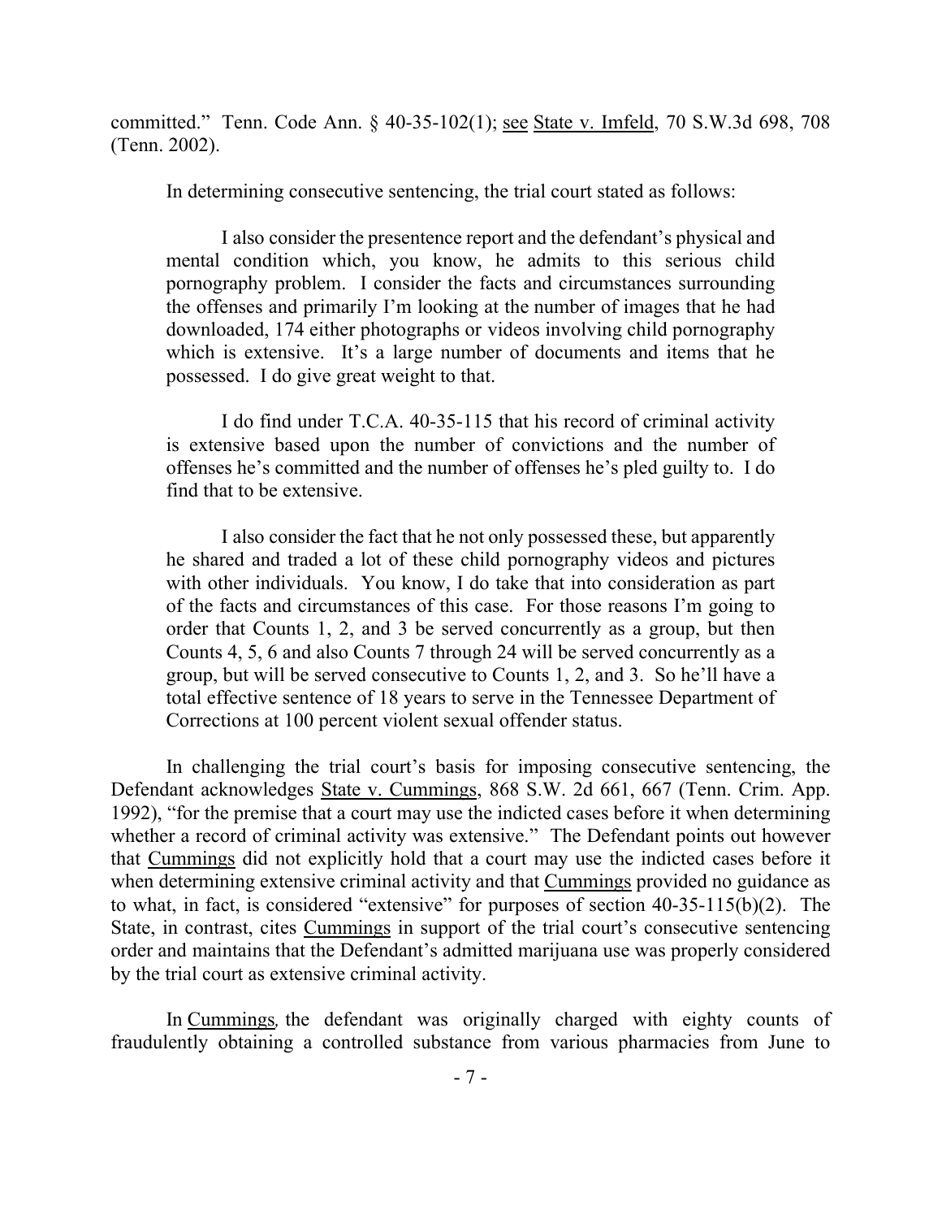committed." Tenn. Code Ann. § 40-35-102(1); see State v. Imfeld, 70 S.W.3d 698, 708 (Tenn. 2002).

In determining consecutive sentencing, the trial court stated as follows:

> I also consider the presentence report and the defendant's physical and mental condition which, you know, he admits to this serious child pornography problem. I consider the facts and circumstances surrounding the offenses and primarily I'm looking at the number of images that he had downloaded, 174 either photographs or videos involving child pornography which is extensive. It's a large number of documents and items that he possessed. I do give great weight to that.
>
> I do find under T.C.A. 40-35-115 that his record of criminal activity is extensive based upon the number of convictions and the number of offenses he's committed and the number of offenses he's pled guilty to. I do find that to be extensive.
>
> I also consider the fact that he not only possessed these, but apparently he shared and traded a lot of these child pornography videos and pictures with other individuals. You know, I do take that into consideration as part of the facts and circumstances of this case. For those reasons I'm going to order that Counts 1, 2, and 3 be served concurrently as a group, but then Counts 4, 5, 6 and also Counts 7 through 24 will be served concurrently as a group, but will be served consecutive to Counts 1, 2, and 3. So he'll have a total effective sentence of 18 years to serve in the Tennessee Department of Corrections at 100 percent violent sexual offender status.

In challenging the trial court's basis for imposing consecutive sentencing, the Defendant acknowledges State v. Cummings, 868 S.W. 2d 661, 667 (Tenn. Crim. App. 1992), "for the premise that a court may use the indicted cases before it when determining whether a record of criminal activity was extensive." The Defendant points out however that Cummings did not explicitly hold that a court may use the indicted cases before it when determining extensive criminal activity and that Cummings provided no guidance as to what, in fact, is considered "extensive" for purposes of section 40-35-115(b)(2). The State, in contrast, cites Cummings in support of the trial court's consecutive sentencing order and maintains that the Defendant's admitted marijuana use was properly considered by the trial court as extensive criminal activity.

In Cummings, the defendant was originally charged with eighty counts of fraudulently obtaining a controlled substance from various pharmacies from June to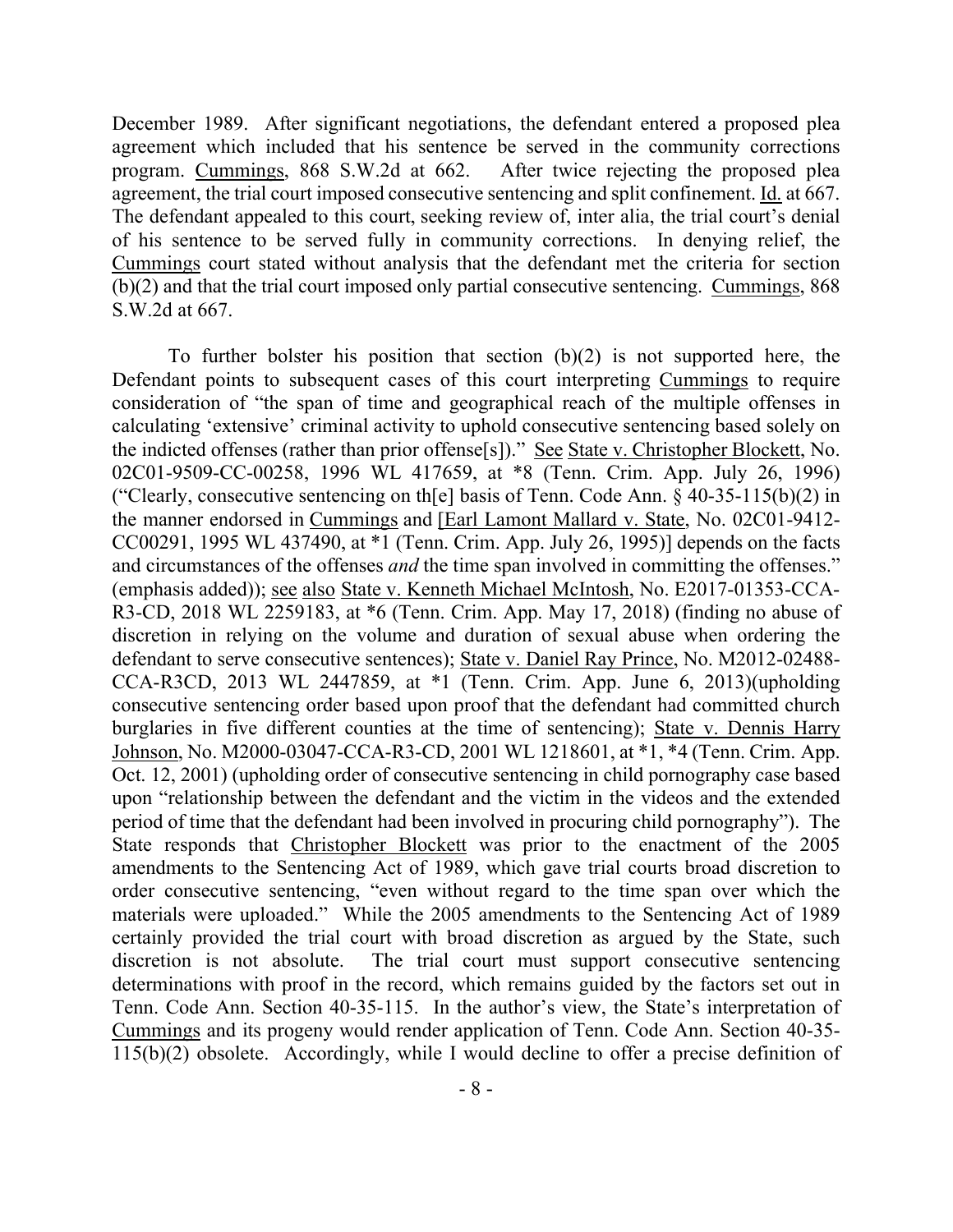December 1989. After significant negotiations, the defendant entered a proposed plea agreement which included that his sentence be served in the community corrections program. Cummings, 868 S.W.2d at 662. After twice rejecting the proposed plea agreement, the trial court imposed consecutive sentencing and split confinement. Id. at 667. The defendant appealed to this court, seeking review of, inter alia, the trial court's denial of his sentence to be served fully in community corrections. In denying relief, the Cummings court stated without analysis that the defendant met the criteria for section (b)(2) and that the trial court imposed only partial consecutive sentencing. Cummings, 868 S.W.2d at 667.

To further bolster his position that section (b)(2) is not supported here, the Defendant points to subsequent cases of this court interpreting Cummings to require consideration of "the span of time and geographical reach of the multiple offenses in calculating 'extensive' criminal activity to uphold consecutive sentencing based solely on the indicted offenses (rather than prior offense[s])." See State v. Christopher Blockett, No. 02C01-9509-CC-00258, 1996 WL 417659, at *8 (Tenn. Crim. App. July 26, 1996) ("Clearly, consecutive sentencing on th[e] basis of Tenn. Code Ann. § 40-35-115(b)(2) in the manner endorsed in Cummings and [Earl Lamont Mallard v. State, No. 02C01-9412-CC00291, 1995 WL 437490, at *1 (Tenn. Crim. App. July 26, 1995)] depends on the facts and circumstances of the offenses *and* the time span involved in committing the offenses." (emphasis added)); see also State v. Kenneth Michael McIntosh, No. E2017-01353-CCA-R3-CD, 2018 WL 2259183, at *6 (Tenn. Crim. App. May 17, 2018) (finding no abuse of discretion in relying on the volume and duration of sexual abuse when ordering the defendant to serve consecutive sentences); State v. Daniel Ray Prince, No. M2012-02488-CCA-R3CD, 2013 WL 2447859, at *1 (Tenn. Crim. App. June 6, 2013)(upholding consecutive sentencing order based upon proof that the defendant had committed church burglaries in five different counties at the time of sentencing); State v. Dennis Harry Johnson, No. M2000-03047-CCA-R3-CD, 2001 WL 1218601, at *1, *4 (Tenn. Crim. App. Oct. 12, 2001) (upholding order of consecutive sentencing in child pornography case based upon "relationship between the defendant and the victim in the videos and the extended period of time that the defendant had been involved in procuring child pornography"). The State responds that Christopher Blockett was prior to the enactment of the 2005 amendments to the Sentencing Act of 1989, which gave trial courts broad discretion to order consecutive sentencing, "even without regard to the time span over which the materials were uploaded." While the 2005 amendments to the Sentencing Act of 1989 certainly provided the trial court with broad discretion as argued by the State, such discretion is not absolute. The trial court must support consecutive sentencing determinations with proof in the record, which remains guided by the factors set out in Tenn. Code Ann. Section 40-35-115. In the author's view, the State's interpretation of Cummings and its progeny would render application of Tenn. Code Ann. Section 40-35-115(b)(2) obsolete. Accordingly, while I would decline to offer a precise definition of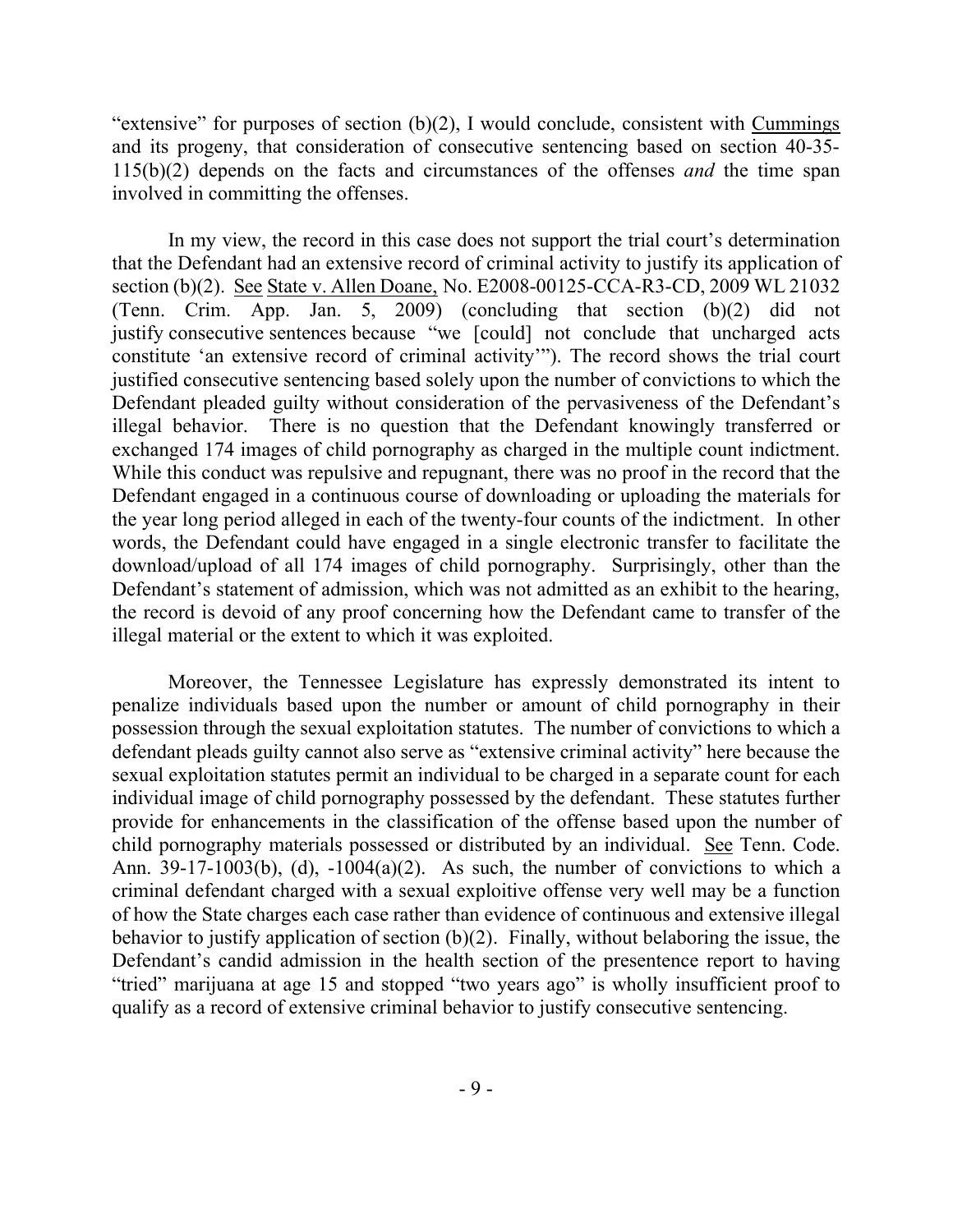"extensive" for purposes of section (b)(2), I would conclude, consistent with Cummings and its progeny, that consideration of consecutive sentencing based on section 40-35-115(b)(2) depends on the facts and circumstances of the offenses *and* the time span involved in committing the offenses.

In my view, the record in this case does not support the trial court's determination that the Defendant had an extensive record of criminal activity to justify its application of section (b)(2). See State v. Allen Doane, No. E2008-00125-CCA-R3-CD, 2009 WL 21032 (Tenn. Crim. App. Jan. 5, 2009) (concluding that section (b)(2) did not justify consecutive sentences because "we [could] not conclude that uncharged acts constitute 'an extensive record of criminal activity'"). The record shows the trial court justified consecutive sentencing based solely upon the number of convictions to which the Defendant pleaded guilty without consideration of the pervasiveness of the Defendant's illegal behavior. There is no question that the Defendant knowingly transferred or exchanged 174 images of child pornography as charged in the multiple count indictment. While this conduct was repulsive and repugnant, there was no proof in the record that the Defendant engaged in a continuous course of downloading or uploading the materials for the year long period alleged in each of the twenty-four counts of the indictment. In other words, the Defendant could have engaged in a single electronic transfer to facilitate the download/upload of all 174 images of child pornography. Surprisingly, other than the Defendant's statement of admission, which was not admitted as an exhibit to the hearing, the record is devoid of any proof concerning how the Defendant came to transfer of the illegal material or the extent to which it was exploited.

Moreover, the Tennessee Legislature has expressly demonstrated its intent to penalize individuals based upon the number or amount of child pornography in their possession through the sexual exploitation statutes. The number of convictions to which a defendant pleads guilty cannot also serve as "extensive criminal activity" here because the sexual exploitation statutes permit an individual to be charged in a separate count for each individual image of child pornography possessed by the defendant. These statutes further provide for enhancements in the classification of the offense based upon the number of child pornography materials possessed or distributed by an individual. See Tenn. Code. Ann. 39-17-1003(b), (d), -1004(a)(2). As such, the number of convictions to which a criminal defendant charged with a sexual exploitive offense very well may be a function of how the State charges each case rather than evidence of continuous and extensive illegal behavior to justify application of section (b)(2). Finally, without belaboring the issue, the Defendant's candid admission in the health section of the presentence report to having "tried" marijuana at age 15 and stopped "two years ago" is wholly insufficient proof to qualify as a record of extensive criminal behavior to justify consecutive sentencing.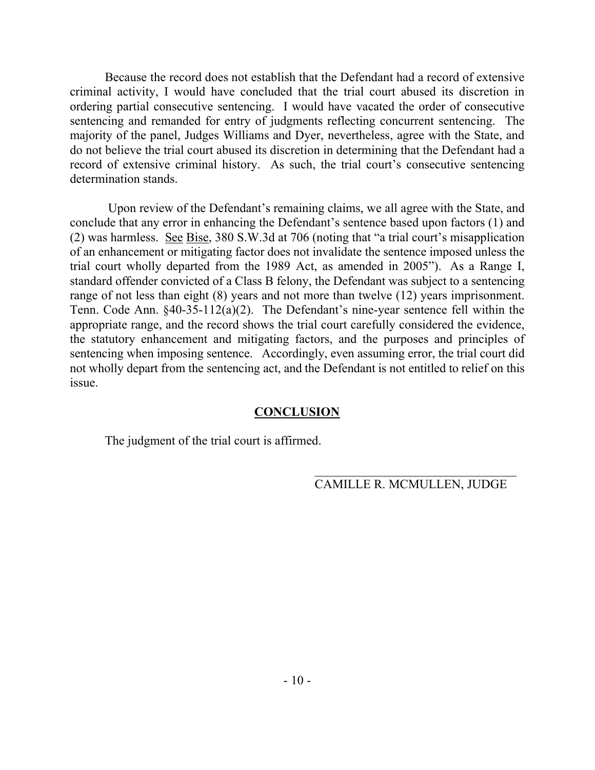Because the record does not establish that the Defendant had a record of extensive criminal activity, I would have concluded that the trial court abused its discretion in ordering partial consecutive sentencing. I would have vacated the order of consecutive sentencing and remanded for entry of judgments reflecting concurrent sentencing. The majority of the panel, Judges Williams and Dyer, nevertheless, agree with the State, and do not believe the trial court abused its discretion in determining that the Defendant had a record of extensive criminal history. As such, the trial court's consecutive sentencing determination stands.

Upon review of the Defendant's remaining claims, we all agree with the State, and conclude that any error in enhancing the Defendant's sentence based upon factors (1) and (2) was harmless. See Bise, 380 S.W.3d at 706 (noting that "a trial court's misapplication of an enhancement or mitigating factor does not invalidate the sentence imposed unless the trial court wholly departed from the 1989 Act, as amended in 2005"). As a Range I, standard offender convicted of a Class B felony, the Defendant was subject to a sentencing range of not less than eight (8) years and not more than twelve (12) years imprisonment. Tenn. Code Ann. §40-35-112(a)(2). The Defendant's nine-year sentence fell within the appropriate range, and the record shows the trial court carefully considered the evidence, the statutory enhancement and mitigating factors, and the purposes and principles of sentencing when imposing sentence. Accordingly, even assuming error, the trial court did not wholly depart from the sentencing act, and the Defendant is not entitled to relief on this issue.

## CONCLUSION

The judgment of the trial court is affirmed.

\_\_\_\_\_\_\_\_\_\_\_\_\_\_\_\_\_\_\_\_\_\_\_\_\_\_\_\_\_\_\_\_\_

CAMILLE R. MCMULLEN, JUDGE